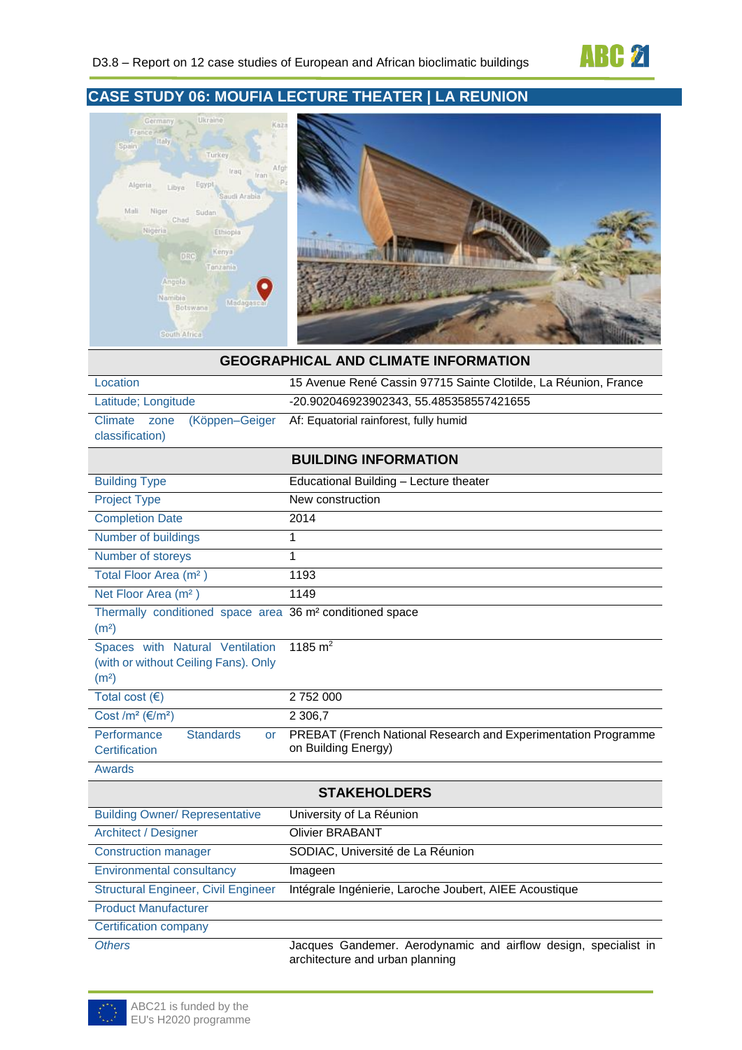# CASE STUDY 06: MOUFIA LECTURE THEATER | LA REUNION

| GEOGRAPHICAL AND CLIMATE INFORMATION | |
|---|---|
| Location | 15 Avenue René Cassin 97715 Sainte Clotilde, La Réunion, France |
| Latitude; Longitude | -20.902046923902343, 55.485358557421655 |
| Climate zone (Köppen–Geiger classification) | Af: Equatorial rainforest, fully humid |

| BUILDING INFORMATION | |
|---|---|
| Building Type | Educational Building – Lecture theater |
| Project Type | New construction |
| Completion Date | 2014 |
| Number of buildings | 1 |
| Number of storeys | 1 |
| Total Floor Area (m² ) | 1193 |
| Net Floor Area (m² ) | 1149 |
| Thermally conditioned space area (m²) | 36 m² conditioned space |
| Spaces with Natural Ventilation (with or without Ceiling Fans). Only (m²) | 1185 m² |
| Total cost (€) | 2 752 000 |
| Cost /m² (€/m²) | 2 306,7 |
| Performance Standards or Certification | PREBAT (French National Research and Experimentation Programme on Building Energy) |
| Awards | |

| STAKEHOLDERS | |
|---|---|
| Building Owner/ Representative | University of La Réunion |
| Architect / Designer | Olivier BRABANT |
| Construction manager | SODIAC, Université de La Réunion |
| Environmental consultancy | Imageen |
| Structural Engineer, Civil Engineer | Intégrale Ingénierie, Laroche Joubert, AIEE Acoustique |
| Product Manufacturer | |
| Certification company | |
| *Others* | Jacques Gandemer. Aerodynamic and airflow design, specialist in architecture and urban planning |

ABC21 is funded by the EU's H2020 programme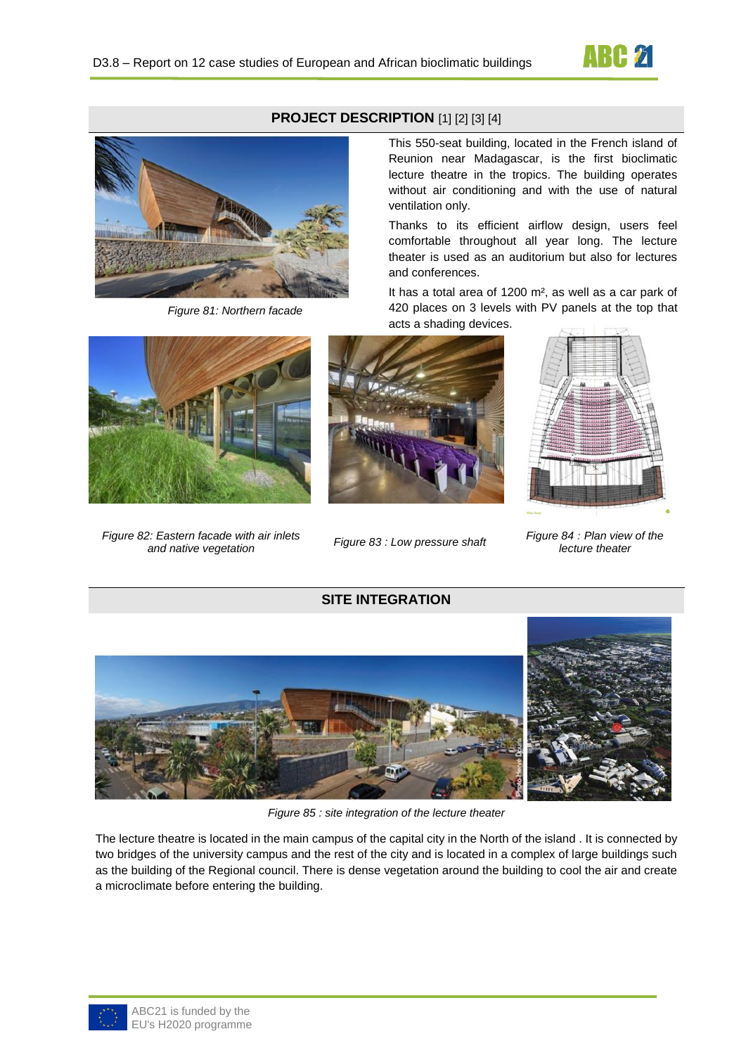## PROJECT DESCRIPTION [1] [2] [3] [4]

This 550-seat building, located in the French island of Reunion near Madagascar, is the first bioclimatic lecture theatre in the tropics. The building operates without air conditioning and with the use of natural ventilation only.

Thanks to its efficient airflow design, users feel comfortable throughout all year long. The lecture theater is used as an auditorium but also for lectures and conferences.

It has a total area of 1200 m², as well as a car park of 420 places on 3 levels with PV panels at the top that acts a shading devices.

*Figure 81: Northern facade*

*Figure 82: Eastern facade with air inlets and native vegetation*

*Figure 83 : Low pressure shaft*

*Figure 84 : Plan view of the lecture theater*

## SITE INTEGRATION

*Figure 85 : site integration of the lecture theater*

The lecture theatre is located in the main campus of the capital city in the North of the island . It is connected by two bridges of the university campus and the rest of the city and is located in a complex of large buildings such as the building of the Regional council. There is dense vegetation around the building to cool the air and create a microclimate before entering the building.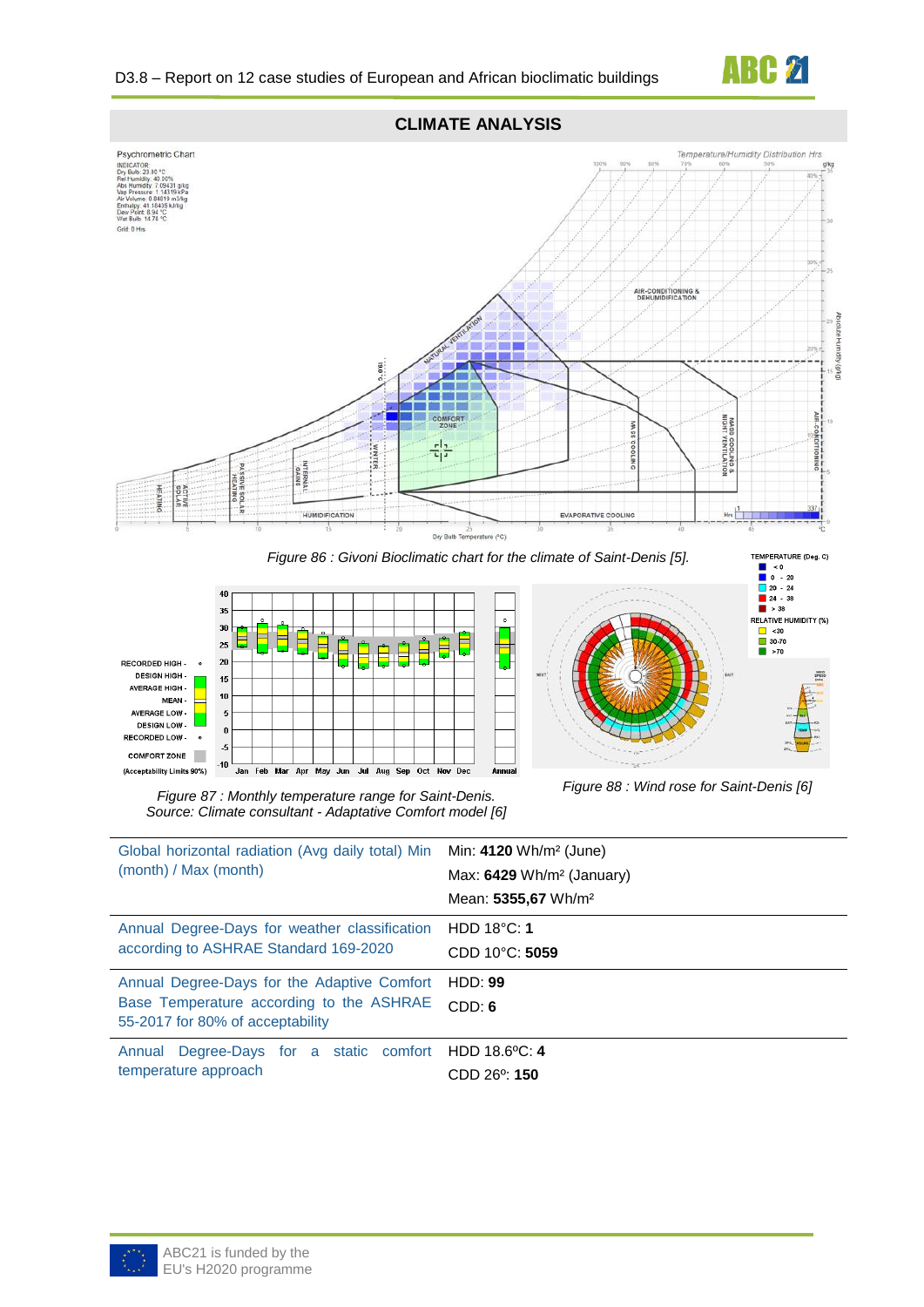## CLIMATE ANALYSIS

*Figure 86 : Givoni Bioclimatic chart for the climate of Saint-Denis [5].*

*Figure 87 : Monthly temperature range for Saint-Denis. Source: Climate consultant - Adaptative Comfort model [6]*

*Figure 88 : Wind rose for Saint-Denis [6]*

| | |
|---|---|
| Global horizontal radiation (Avg daily total) Min (month) / Max (month) | Min: **4120** Wh/m² (June)<br>Max: **6429** Wh/m² (January)<br>Mean: **5355,67** Wh/m² |
| Annual Degree-Days for weather classification according to ASHRAE Standard 169-2020 | HDD 18°C: **1**<br>CDD 10°C: **5059** |
| Annual Degree-Days for the Adaptive Comfort Base Temperature according to the ASHRAE 55-2017 for 80% of acceptability | HDD: **99**<br>CDD: **6** |
| Annual Degree-Days for a static comfort temperature approach | HDD 18.6ºC: **4**<br>CDD 26º: **150** |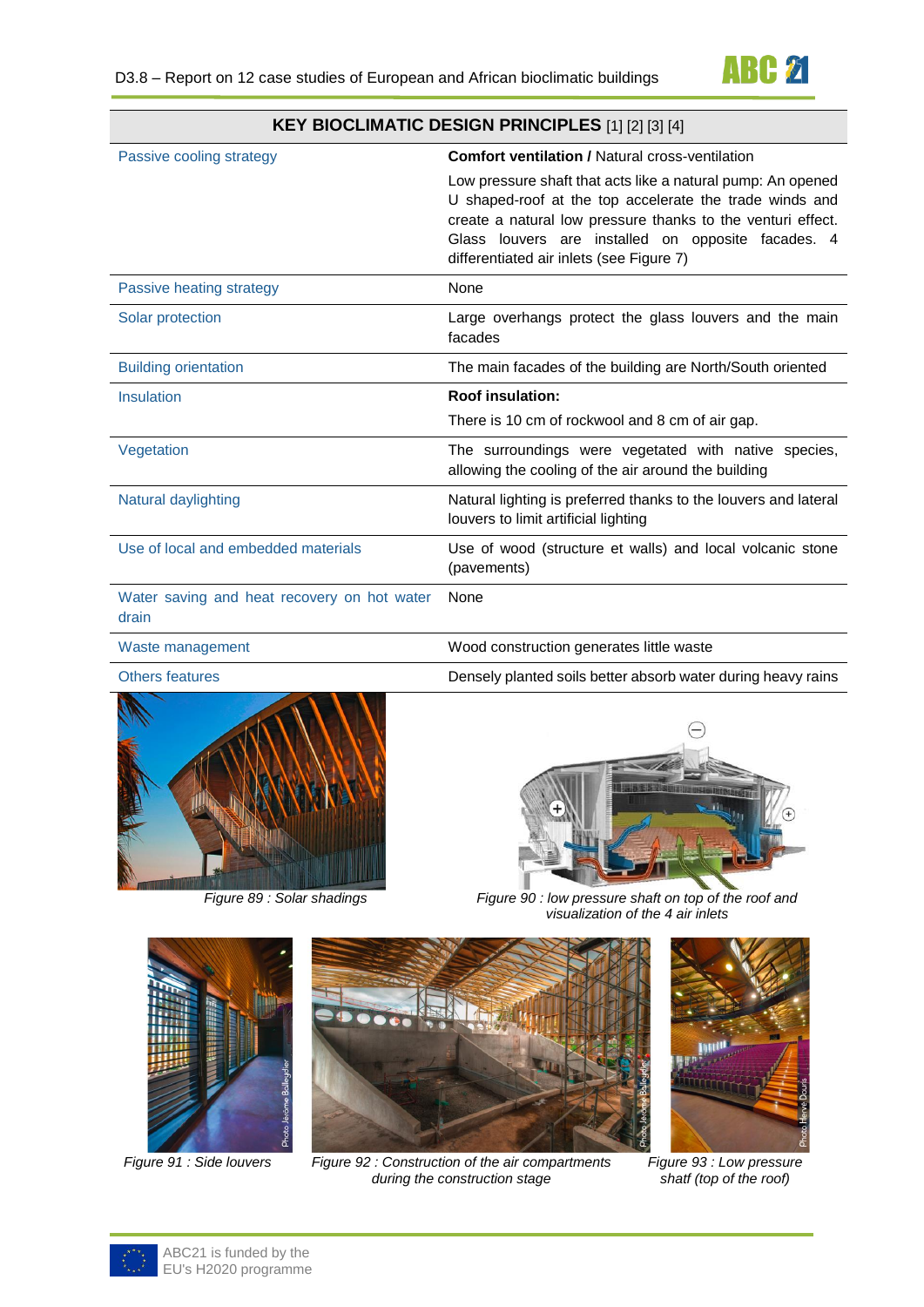| KEY BIOCLIMATIC DESIGN PRINCIPLES [1] [2] [3] [4] | |
|---|---|
| Passive cooling strategy | **Comfort ventilation /** Natural cross-ventilation<br><br>Low pressure shaft that acts like a natural pump: An opened U shaped-roof at the top accelerate the trade winds and create a natural low pressure thanks to the venturi effect. Glass louvers are installed on opposite facades. 4 differentiated air inlets (see Figure 7) |
| Passive heating strategy | None |
| Solar protection | Large overhangs protect the glass louvers and the main facades |
| Building orientation | The main facades of the building are North/South oriented |
| Insulation | **Roof insulation:**<br><br>There is 10 cm of rockwool and 8 cm of air gap. |
| Vegetation | The surroundings were vegetated with native species, allowing the cooling of the air around the building |
| Natural daylighting | Natural lighting is preferred thanks to the louvers and lateral louvers to limit artificial lighting |
| Use of local and embedded materials | Use of wood (structure et walls) and local volcanic stone (pavements) |
| Water saving and heat recovery on hot water drain | None |
| Waste management | Wood construction generates little waste |
| Others features | Densely planted soils better absorb water during heavy rains |

*Figure 89 : Solar shadings*

*Figure 90 : low pressure shaft on top of the roof and visualization of the 4 air inlets*

*Figure 91 : Side louvers*

*Figure 92 : Construction of the air compartments during the construction stage*

*Figure 93 : Low pressure shaft (top of the roof)*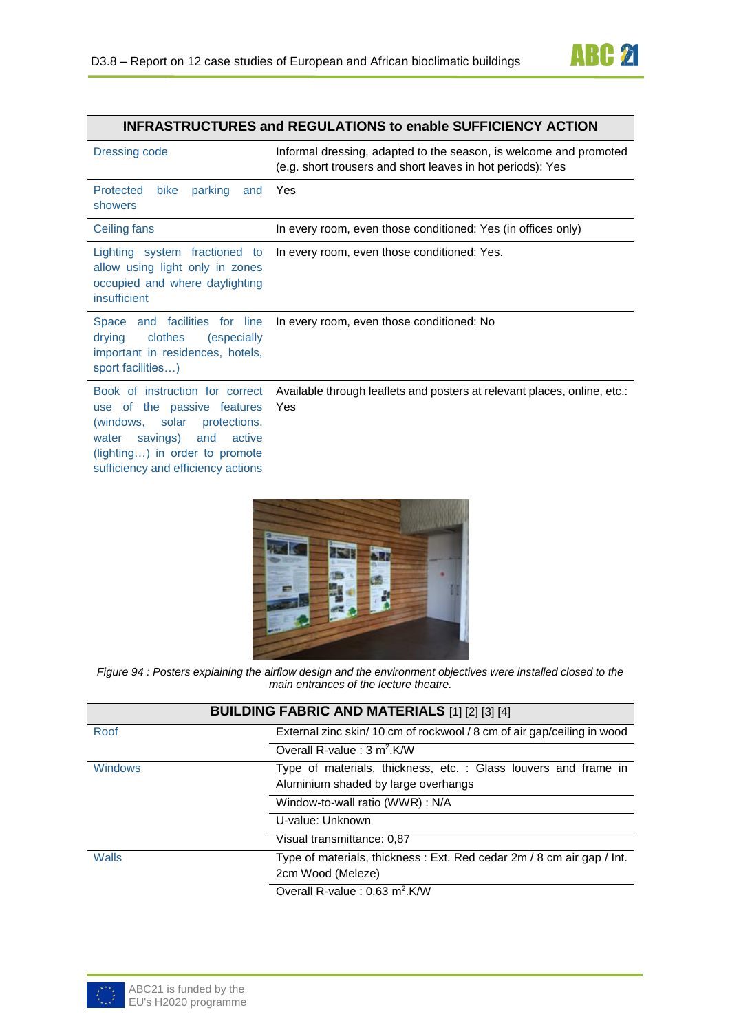| INFRASTRUCTURES and REGULATIONS to enable SUFFICIENCY ACTION | |
|---|---|
| Dressing code | Informal dressing, adapted to the season, is welcome and promoted (e.g. short trousers and short leaves in hot periods): Yes |
| Protected bike parking and showers | Yes |
| Ceiling fans | In every room, even those conditioned: Yes (in offices only) |
| Lighting system fractioned to allow using light only in zones occupied and where daylighting insufficient | In every room, even those conditioned: Yes. |
| Space and facilities for line drying clothes (especially important in residences, hotels, sport facilities…) | In every room, even those conditioned: No |
| Book of instruction for correct use of the passive features (windows, solar protections, water savings) and active (lighting…) in order to promote sufficiency and efficiency actions | Available through leaflets and posters at relevant places, online, etc.: Yes |

*Figure 94 : Posters explaining the airflow design and the environment objectives were installed closed to the main entrances of the lecture theatre.*

| BUILDING FABRIC AND MATERIALS [1] [2] [3] [4] | |
|---|---|
| Roof | External zinc skin/ 10 cm of rockwool / 8 cm of air gap/ceiling in wood |
| | Overall R-value : 3 $m^2$.K/W |
| Windows | Type of materials, thickness, etc. : Glass louvers and frame in Aluminium shaded by large overhangs |
| | Window-to-wall ratio (WWR) : N/A |
| | U-value: Unknown |
| | Visual transmittance: 0,87 |
| Walls | Type of materials, thickness : Ext. Red cedar 2m / 8 cm air gap / Int. 2cm Wood (Meleze) |
| | Overall R-value : 0.63 $m^2$.K/W |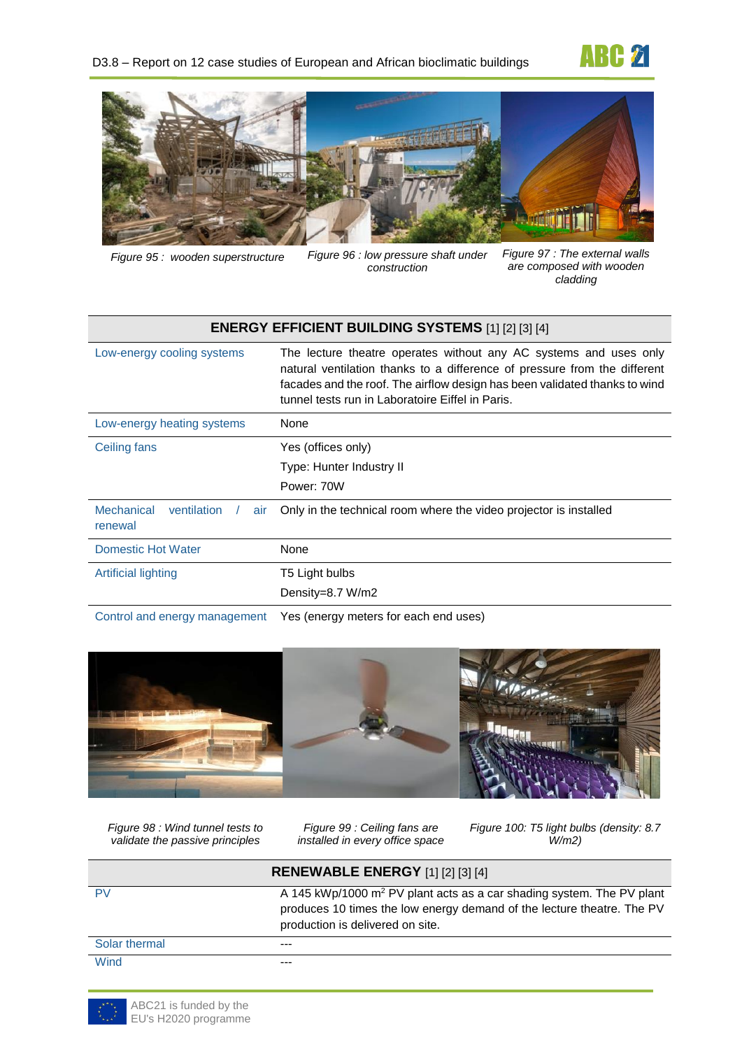Figure 95 : wooden superstructure

Figure 96 : low pressure shaft under construction

Figure 97 : The external walls are composed with wooden cladding

| ENERGY EFFICIENT BUILDING SYSTEMS [1] [2] [3] [4] | |
|---|---|
| Low-energy cooling systems | The lecture theatre operates without any AC systems and uses only natural ventilation thanks to a difference of pressure from the different facades and the roof. The airflow design has been validated thanks to wind tunnel tests run in Laboratoire Eiffel in Paris. |
| Low-energy heating systems | None |
| Ceiling fans | Yes (offices only)<br>Type: Hunter Industry II<br>Power: 70W |
| Mechanical ventilation / air renewal | Only in the technical room where the video projector is installed |
| Domestic Hot Water | None |
| Artificial lighting | T5 Light bulbs<br>Density=8.7 W/m2 |
| Control and energy management | Yes (energy meters for each end uses) |

Figure 98 : Wind tunnel tests to validate the passive principles

Figure 99 : Ceiling fans are installed in every office space

Figure 100: T5 light bulbs (density: 8.7 W/m2)

| RENEWABLE ENERGY [1] [2] [3] [4] | |
|---|---|
| PV | A 145 kWp/1000 $m^2$ PV plant acts as a car shading system. The PV plant produces 10 times the low energy demand of the lecture theatre. The PV production is delivered on site. |
| Solar thermal | --- |
| Wind | --- |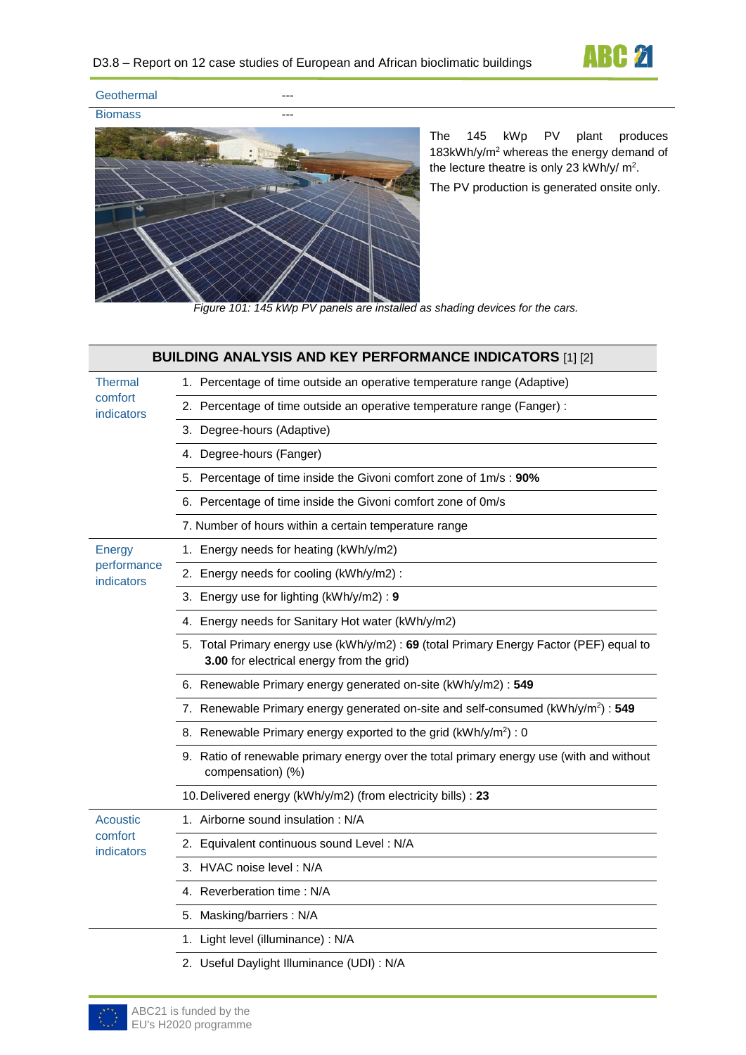| Geothermal | --- |
| --- | --- |
| Biomass | --- |

The 145 kWp PV plant produces 183kWh/y/m$^2$ whereas the energy demand of the lecture theatre is only 23 kWh/y/ m$^2$.

The PV production is generated onsite only.

*Figure 101: 145 kWp PV panels are installed as shading devices for the cars.*

| **BUILDING ANALYSIS AND KEY PERFORMANCE INDICATORS** [1] [2] | |
| --- | --- |
| Thermal comfort indicators | 1. Percentage of time outside an operative temperature range (Adaptive) |
| | 2. Percentage of time outside an operative temperature range (Fanger) : |
| | 3. Degree-hours (Adaptive) |
| | 4. Degree-hours (Fanger) |
| | 5. Percentage of time inside the Givoni comfort zone of 1m/s : **90%** |
| | 6. Percentage of time inside the Givoni comfort zone of 0m/s |
| | 7. Number of hours within a certain temperature range |
| Energy performance indicators | 1. Energy needs for heating (kWh/y/m2) |
| | 2. Energy needs for cooling (kWh/y/m2) : |
| | 3. Energy use for lighting (kWh/y/m2) : **9** |
| | 4. Energy needs for Sanitary Hot water (kWh/y/m2) |
| | 5. Total Primary energy use (kWh/y/m2) : **69** (total Primary Energy Factor (PEF) equal to **3.00** for electrical energy from the grid) |
| | 6. Renewable Primary energy generated on-site (kWh/y/m2) : **549** |
| | 7. Renewable Primary energy generated on-site and self-consumed (kWh/y/m$^2$) : **549** |
| | 8. Renewable Primary energy exported to the grid (kWh/y/m$^2$) : 0 |
| | 9. Ratio of renewable primary energy over the total primary energy use (with and without compensation) (%) |
| | 10. Delivered energy (kWh/y/m2) (from electricity bills) : **23** |
| Acoustic comfort indicators | 1. Airborne sound insulation : N/A |
| | 2. Equivalent continuous sound Level : N/A |
| | 3. HVAC noise level : N/A |
| | 4. Reverberation time : N/A |
| | 5. Masking/barriers : N/A |
| | 1. Light level (illuminance) : N/A |
| | 2. Useful Daylight Illuminance (UDI) : N/A |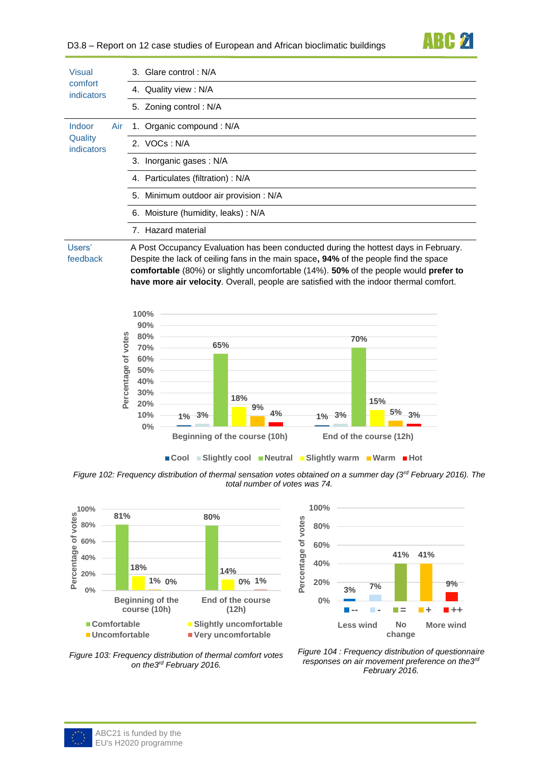| | |
|---|---|
| Visual comfort indicators | 3. Glare control : N/A |
| | 4. Quality view : N/A |
| | 5. Zoning control : N/A |
| Indoor Air Quality indicators | 1. Organic compound : N/A |
| | 2. VOCs : N/A |
| | 3. Inorganic gases : N/A |
| | 4. Particulates (filtration) : N/A |
| | 5. Minimum outdoor air provision : N/A |
| | 6. Moisture (humidity, leaks) : N/A |
| | 7. Hazard material |
| Users' feedback | A Post Occupancy Evaluation has been conducted during the hottest days in February. Despite the lack of ceiling fans in the main space**, 94%** of the people find the space **comfortable** (80%) or slightly uncomfortable (14%). **50%** of the people would **prefer to have more air velocity**. Overall, people are satisfied with the indoor thermal comfort. |

| Percentage of votes | Cool | Slightly cool | Neutral | Slightly warm | Warm | Hot |
|---|---|---|---|---|---|---|
| Beginning of the course (10h) | 1% | 3% | 65% | 18% | 9% | 4% |
| End of the course (12h) | 1% | 3% | 70% | 15% | 5% | 3% |

*Figure 102: Frequency distribution of thermal sensation votes obtained on a summer day (3[rd] February 2016). The total number of votes was 74.*

| Percentage of votes | Comfortable | Slightly uncomfortable | Uncomfortable | Very uncomfortable |
|---|---|---|---|---|
| Beginning of the course (10h) | 81% | 18% | 1% | 0% |
| End of the course (12h) | 80% | 14% | 0% | 1% |

*Figure 103: Frequency distribution of thermal comfort votes on the3[rd] February 2016.*

| Percentage of votes | -- | - | = | + | ++ |
|---|---|---|---|---|---|
| | 3% | 7% | 41% | 41% | 9% |

Less wind — No change — More wind

*Figure 104 : Frequency distribution of questionnaire responses on air movement preference on the3[rd] February 2016.*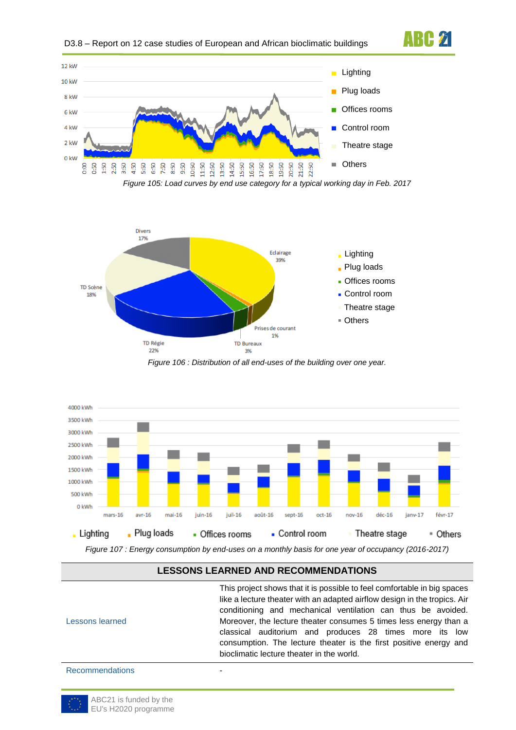Figure 105: Load curves by end use category for a typical working day in Feb. 2017

Figure 106 : Distribution of all end-uses of the building over one year.

Figure 107 : Energy consumption by end-uses on a monthly basis for one year of occupancy (2016-2017)

| LESSONS LEARNED AND RECOMMENDATIONS | |
|---|---|
| Lessons learned | This project shows that it is possible to feel comfortable in big spaces like a lecture theater with an adapted airflow design in the tropics. Air conditioning and mechanical ventilation can thus be avoided. Moreover, the lecture theater consumes 5 times less energy than a classical auditorium and produces 28 times more its low consumption. The lecture theater is the first positive energy and bioclimatic lecture theater in the world. |
| Recommendations | - |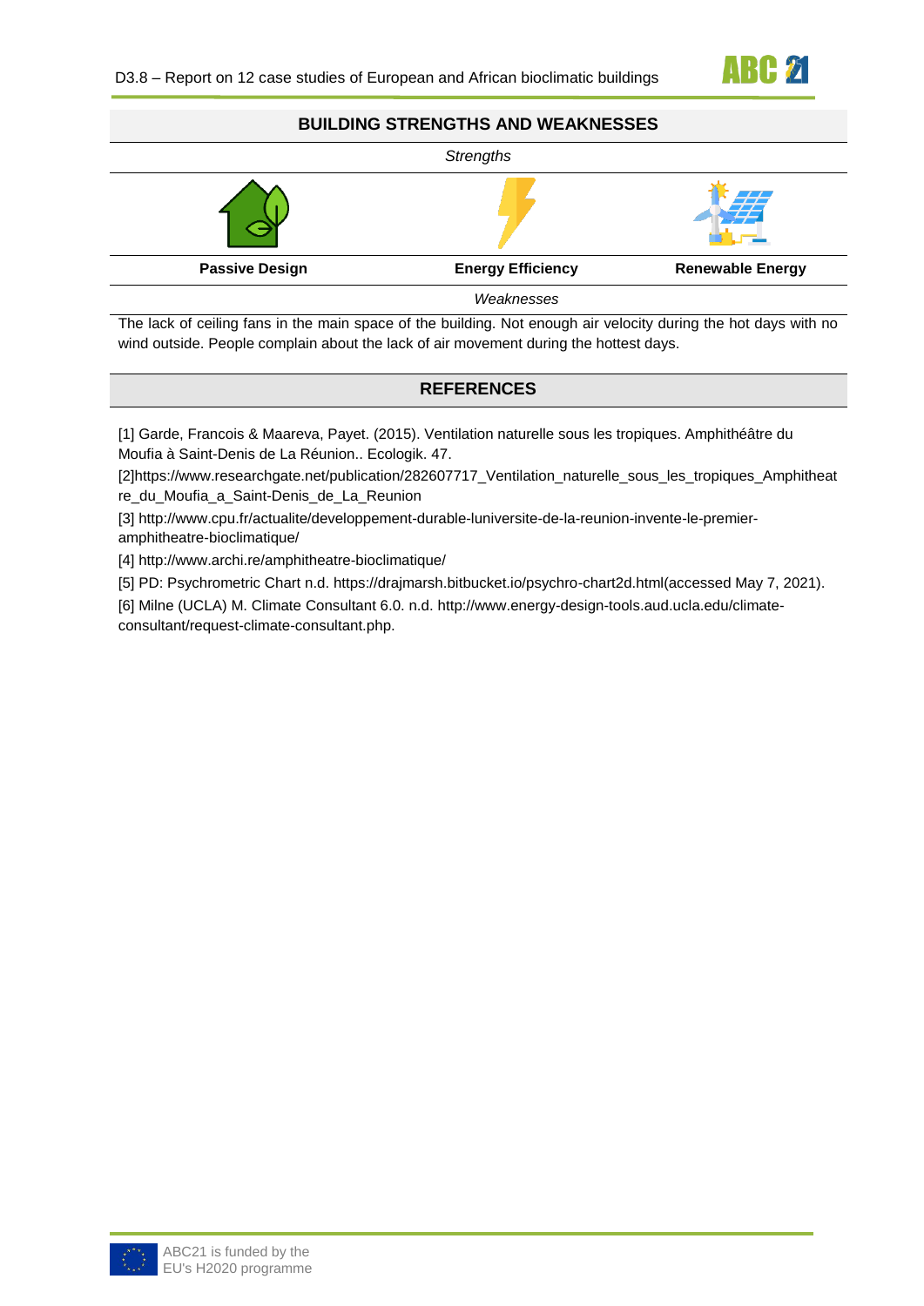## BUILDING STRENGTHS AND WEAKNESSES

*Strengths*

| Passive Design | Energy Efficiency | Renewable Energy |
|---|---|---|

*Weaknesses*

The lack of ceiling fans in the main space of the building. Not enough air velocity during the hot days with no wind outside. People complain about the lack of air movement during the hottest days.

## REFERENCES

[1] Garde, Francois & Maareva, Payet. (2015). Ventilation naturelle sous les tropiques. Amphithéâtre du Moufia à Saint-Denis de La Réunion.. Ecologik. 47.

[2]https://www.researchgate.net/publication/282607717_Ventilation_naturelle_sous_les_tropiques_Amphitheatre_du_Moufia_a_Saint-Denis_de_La_Reunion

[3] http://www.cpu.fr/actualite/developpement-durable-luniversite-de-la-reunion-invente-le-premier-amphitheatre-bioclimatique/

[4] http://www.archi.re/amphitheatre-bioclimatique/

[5] PD: Psychrometric Chart n.d. https://drajmarsh.bitbucket.io/psychro-chart2d.html(accessed May 7, 2021).

[6] Milne (UCLA) M. Climate Consultant 6.0. n.d. http://www.energy-design-tools.aud.ucla.edu/climate-consultant/request-climate-consultant.php.